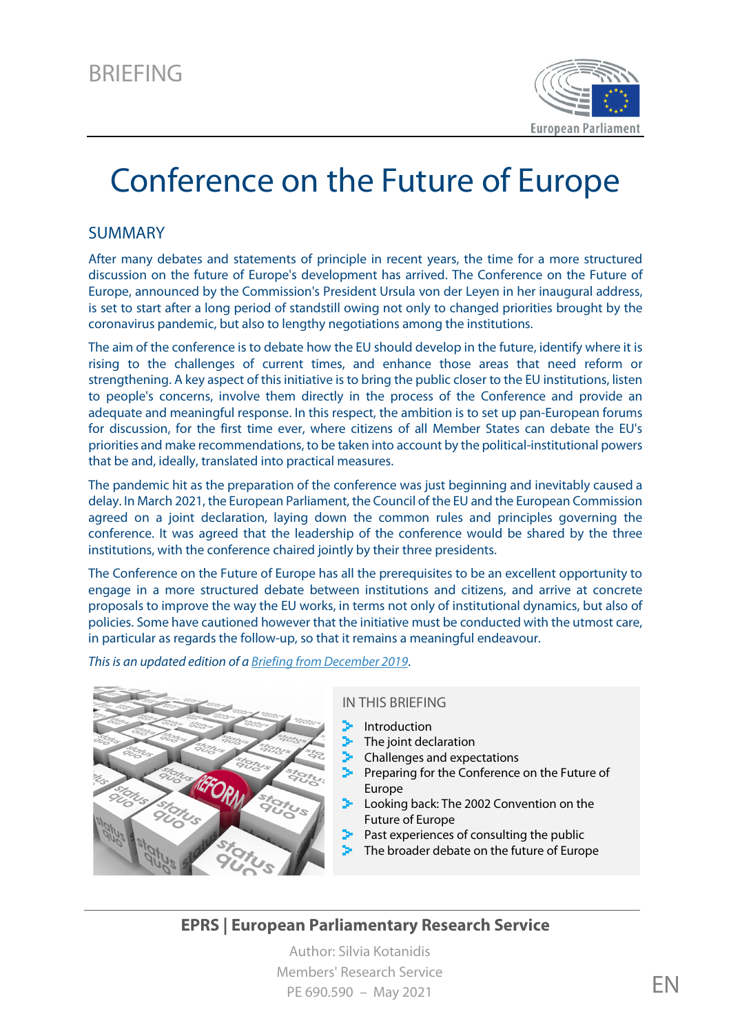BRIEFING

# Conference on the Future of Europe

## SUMMARY

After many debates and statements of principle in recent years, the time for a more structured discussion on the future of Europe's development has arrived. The Conference on the Future of Europe, announced by the Commission's President Ursula von der Leyen in her inaugural address, is set to start after a long period of standstill owing not only to changed priorities brought by the coronavirus pandemic, but also to lengthy negotiations among the institutions.

The aim of the conference is to debate how the EU should develop in the future, identify where it is rising to the challenges of current times, and enhance those areas that need reform or strengthening. A key aspect of this initiative is to bring the public closer to the EU institutions, listen to people's concerns, involve them directly in the process of the Conference and provide an adequate and meaningful response. In this respect, the ambition is to set up pan-European forums for discussion, for the first time ever, where citizens of all Member States can debate the EU's priorities and make recommendations, to be taken into account by the political-institutional powers that be and, ideally, translated into practical measures.

The pandemic hit as the preparation of the conference was just beginning and inevitably caused a delay. In March 2021, the European Parliament, the Council of the EU and the European Commission agreed on a joint declaration, laying down the common rules and principles governing the conference. It was agreed that the leadership of the conference would be shared by the three institutions, with the conference chaired jointly by their three presidents.

The Conference on the Future of Europe has all the prerequisites to be an excellent opportunity to engage in a more structured debate between institutions and citizens, and arrive at concrete proposals to improve the way the EU works, in terms not only of institutional dynamics, but also of policies. Some have cautioned however that the initiative must be conducted with the utmost care, in particular as regards the follow-up, so that it remains a meaningful endeavour.

*This is an updated edition of a Briefing from December 2019.*

### IN THIS BRIEFING

- Introduction
- The joint declaration
- Challenges and expectations
- Preparing for the Conference on the Future of Europe
- Looking back: The 2002 Convention on the Future of Europe
- Past experiences of consulting the public
- The broader debate on the future of Europe

**EPRS | European Parliamentary Research Service**

Author: Silvia Kotanidis
Members' Research Service
PE 690.590 – May 2021

EN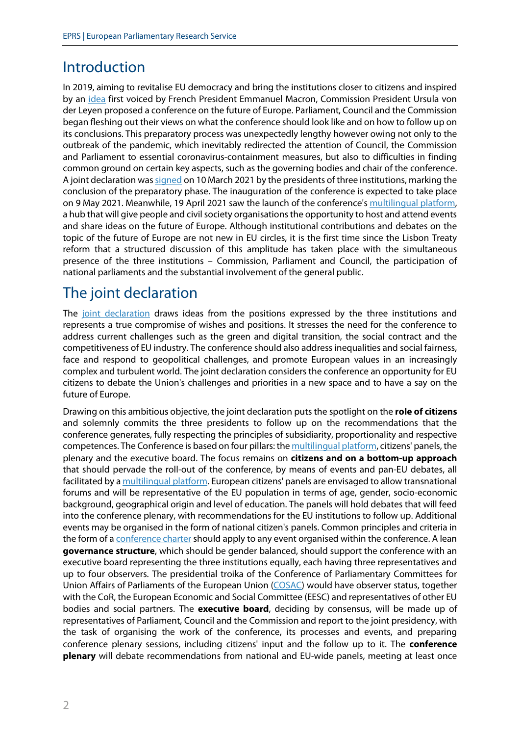# Introduction

In 2019, aiming to revitalise EU democracy and bring the institutions closer to citizens and inspired by an idea first voiced by French President Emmanuel Macron, Commission President Ursula von der Leyen proposed a conference on the future of Europe. Parliament, Council and the Commission began fleshing out their views on what the conference should look like and on how to follow up on its conclusions. This preparatory process was unexpectedly lengthy however owing not only to the outbreak of the pandemic, which inevitably redirected the attention of Council, the Commission and Parliament to essential coronavirus-containment measures, but also to difficulties in finding common ground on certain key aspects, such as the governing bodies and chair of the conference. A joint declaration was signed on 10 March 2021 by the presidents of three institutions, marking the conclusion of the preparatory phase. The inauguration of the conference is expected to take place on 9 May 2021. Meanwhile, 19 April 2021 saw the launch of the conference's multilingual platform, a hub that will give people and civil society organisations the opportunity to host and attend events and share ideas on the future of Europe. Although institutional contributions and debates on the topic of the future of Europe are not new in EU circles, it is the first time since the Lisbon Treaty reform that a structured discussion of this amplitude has taken place with the simultaneous presence of the three institutions – Commission, Parliament and Council, the participation of national parliaments and the substantial involvement of the general public.

# The joint declaration

The joint declaration draws ideas from the positions expressed by the three institutions and represents a true compromise of wishes and positions. It stresses the need for the conference to address current challenges such as the green and digital transition, the social contract and the competitiveness of EU industry. The conference should also address inequalities and social fairness, face and respond to geopolitical challenges, and promote European values in an increasingly complex and turbulent world. The joint declaration considers the conference an opportunity for EU citizens to debate the Union's challenges and priorities in a new space and to have a say on the future of Europe.

Drawing on this ambitious objective, the joint declaration puts the spotlight on the **role of citizens** and solemnly commits the three presidents to follow up on the recommendations that the conference generates, fully respecting the principles of subsidiarity, proportionality and respective competences. The Conference is based on four pillars: the multilingual platform, citizens' panels, the plenary and the executive board. The focus remains on **citizens and on a bottom-up approach** that should pervade the roll-out of the conference, by means of events and pan-EU debates, all facilitated by a multilingual platform. European citizens' panels are envisaged to allow transnational forums and will be representative of the EU population in terms of age, gender, socio-economic background, geographical origin and level of education. The panels will hold debates that will feed into the conference plenary, with recommendations for the EU institutions to follow up. Additional events may be organised in the form of national citizen's panels. Common principles and criteria in the form of a conference charter should apply to any event organised within the conference. A lean **governance structure**, which should be gender balanced, should support the conference with an executive board representing the three institutions equally, each having three representatives and up to four observers. The presidential troika of the Conference of Parliamentary Committees for Union Affairs of Parliaments of the European Union (COSAC) would have observer status, together with the CoR, the European Economic and Social Committee (EESC) and representatives of other EU bodies and social partners. The **executive board**, deciding by consensus, will be made up of representatives of Parliament, Council and the Commission and report to the joint presidency, with the task of organising the work of the conference, its processes and events, and preparing conference plenary sessions, including citizens' input and the follow up to it. The **conference plenary** will debate recommendations from national and EU-wide panels, meeting at least once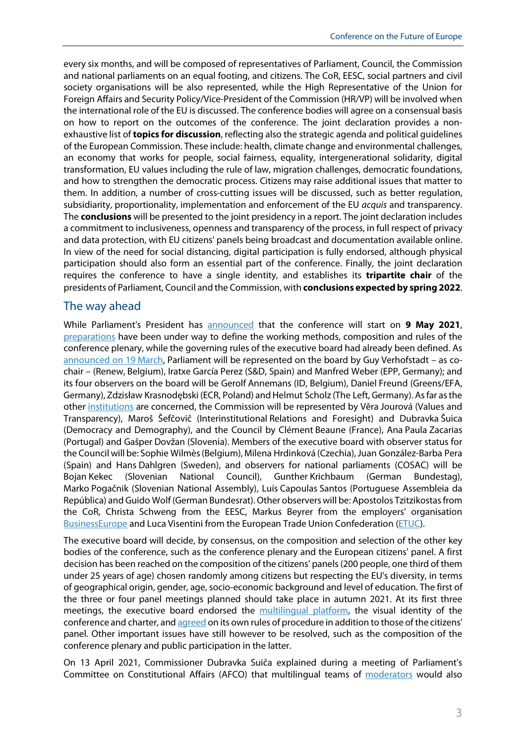every six months, and will be composed of representatives of Parliament, Council, the Commission and national parliaments on an equal footing, and citizens. The CoR, EESC, social partners and civil society organisations will be also represented, while the High Representative of the Union for Foreign Affairs and Security Policy/Vice-President of the Commission (HR/VP) will be involved when the international role of the EU is discussed. The conference bodies will agree on a consensual basis on how to report on the outcomes of the conference. The joint declaration provides a non-exhaustive list of **topics for discussion**, reflecting also the strategic agenda and political guidelines of the European Commission. These include: health, climate change and environmental challenges, an economy that works for people, social fairness, equality, intergenerational solidarity, digital transformation, EU values including the rule of law, migration challenges, democratic foundations, and how to strengthen the democratic process. Citizens may raise additional issues that matter to them. In addition, a number of cross-cutting issues will be discussed, such as better regulation, subsidiarity, proportionality, implementation and enforcement of the EU *acquis* and transparency. The **conclusions** will be presented to the joint presidency in a report. The joint declaration includes a commitment to inclusiveness, openness and transparency of the process, in full respect of privacy and data protection, with EU citizens' panels being broadcast and documentation available online. In view of the need for social distancing, digital participation is fully endorsed, although physical participation should also form an essential part of the conference. Finally, the joint declaration requires the conference to have a single identity, and establishes its **tripartite chair** of the presidents of Parliament, Council and the Commission, with **conclusions expected by spring 2022**.

## The way ahead

While Parliament's President has announced that the conference will start on **9 May 2021**, preparations have been under way to define the working methods, composition and rules of the conference plenary, while the governing rules of the executive board had already been defined. As announced on 19 March, Parliament will be represented on the board by Guy Verhofstadt – as co-chair – (Renew, Belgium), Iratxe García Perez (S&D, Spain) and Manfred Weber (EPP, Germany); and its four observers on the board will be Gerolf Annemans (ID, Belgium), Daniel Freund (Greens/EFA, Germany), Zdzisław Krasnodębski (ECR, Poland) and Helmut Scholz (The Left, Germany). As far as the other institutions are concerned, the Commission will be represented by Věra Jourová (Values and Transparency), Maroš Šefčovič (Interinstitutional Relations and Foresight) and Dubravka Šuica (Democracy and Demography), and the Council by Clément Beaune (France), Ana Paula Zacarias (Portugal) and Gašper Dovžan (Slovenia). Members of the executive board with observer status for the Council will be: Sophie Wilmès (Belgium), Milena Hrdinková (Czechia), Juan González-Barba Pera (Spain) and Hans Dahlgren (Sweden), and observers for national parliaments (COSAC) will be Bojan Kekec (Slovenian National Council), Gunther Krichbaum (German Bundestag), Marko Pogačnik (Slovenian National Assembly), Luís Capoulas Santos (Portuguese Assembleia da República) and Guido Wolf (German Bundesrat). Other observers will be: Apostolos Tzitzikostas from the CoR, Christa Schweng from the EESC, Markus Beyrer from the employers' organisation BusinessEurope and Luca Visentini from the European Trade Union Confederation (ETUC).

The executive board will decide, by consensus, on the composition and selection of the other key bodies of the conference, such as the conference plenary and the European citizens' panel. A first decision has been reached on the composition of the citizens' panels (200 people, one third of them under 25 years of age) chosen randomly among citizens but respecting the EU's diversity, in terms of geographical origin, gender, age, socio-economic background and level of education. The first of the three or four panel meetings planned should take place in autumn 2021. At its first three meetings, the executive board endorsed the multilingual platform, the visual identity of the conference and charter, and agreed on its own rules of procedure in addition to those of the citizens' panel. Other important issues have still however to be resolved, such as the composition of the conference plenary and public participation in the latter.

On 13 April 2021, Commissioner Dubravka Suiča explained during a meeting of Parliament's Committee on Constitutional Affairs (AFCO) that multilingual teams of moderators would also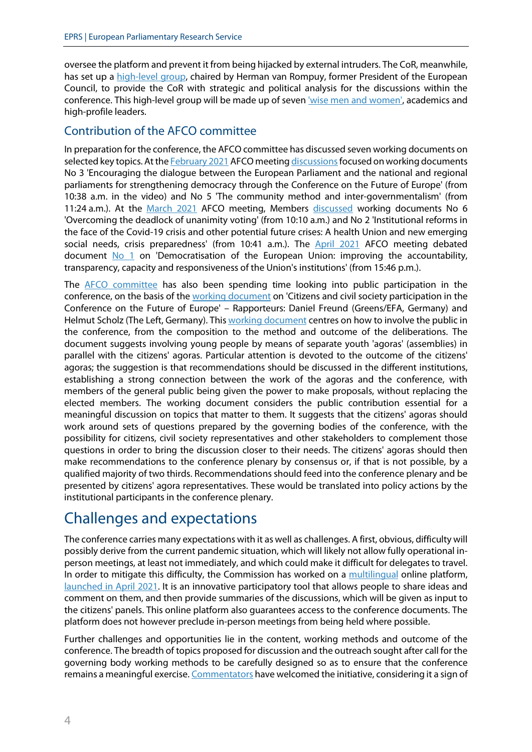oversee the platform and prevent it from being hijacked by external intruders. The CoR, meanwhile, has set up a high-level group, chaired by Herman van Rompuy, former President of the European Council, to provide the CoR with strategic and political analysis for the discussions within the conference. This high-level group will be made up of seven 'wise men and women', academics and high-profile leaders.

### Contribution of the AFCO committee

In preparation for the conference, the AFCO committee has discussed seven working documents on selected key topics. At the February 2021 AFCO meeting discussions focused on working documents No 3 'Encouraging the dialogue between the European Parliament and the national and regional parliaments for strengthening democracy through the Conference on the Future of Europe' (from 10:38 a.m. in the video) and No 5 'The community method and inter-governmentalism' (from 11:24 a.m.). At the March 2021 AFCO meeting, Members discussed working documents No 6 'Overcoming the deadlock of unanimity voting' (from 10:10 a.m.) and No 2 'Institutional reforms in the face of the Covid-19 crisis and other potential future crises: A health Union and new emerging social needs, crisis preparedness' (from 10:41 a.m.). The April 2021 AFCO meeting debated document No 1 on 'Democratisation of the European Union: improving the accountability, transparency, capacity and responsiveness of the Union's institutions' (from 15:46 p.m.).

The AFCO committee has also been spending time looking into public participation in the conference, on the basis of the working document on 'Citizens and civil society participation in the Conference on the Future of Europe' – Rapporteurs: Daniel Freund (Greens/EFA, Germany) and Helmut Scholz (The Left, Germany). This working document centres on how to involve the public in the conference, from the composition to the method and outcome of the deliberations. The document suggests involving young people by means of separate youth 'agoras' (assemblies) in parallel with the citizens' agoras. Particular attention is devoted to the outcome of the citizens' agoras; the suggestion is that recommendations should be discussed in the different institutions, establishing a strong connection between the work of the agoras and the conference, with members of the general public being given the power to make proposals, without replacing the elected members. The working document considers the public contribution essential for a meaningful discussion on topics that matter to them. It suggests that the citizens' agoras should work around sets of questions prepared by the governing bodies of the conference, with the possibility for citizens, civil society representatives and other stakeholders to complement those questions in order to bring the discussion closer to their needs. The citizens' agoras should then make recommendations to the conference plenary by consensus or, if that is not possible, by a qualified majority of two thirds. Recommendations should feed into the conference plenary and be presented by citizens' agora representatives. These would be translated into policy actions by the institutional participants in the conference plenary.

## Challenges and expectations

The conference carries many expectations with it as well as challenges. A first, obvious, difficulty will possibly derive from the current pandemic situation, which will likely not allow fully operational in-person meetings, at least not immediately, and which could make it difficult for delegates to travel. In order to mitigate this difficulty, the Commission has worked on a multilingual online platform, launched in April 2021. It is an innovative participatory tool that allows people to share ideas and comment on them, and then provide summaries of the discussions, which will be given as input to the citizens' panels. This online platform also guarantees access to the conference documents. The platform does not however preclude in-person meetings from being held where possible.

Further challenges and opportunities lie in the content, working methods and outcome of the conference. The breadth of topics proposed for discussion and the outreach sought after call for the governing body working methods to be carefully designed so as to ensure that the conference remains a meaningful exercise. Commentators have welcomed the initiative, considering it a sign of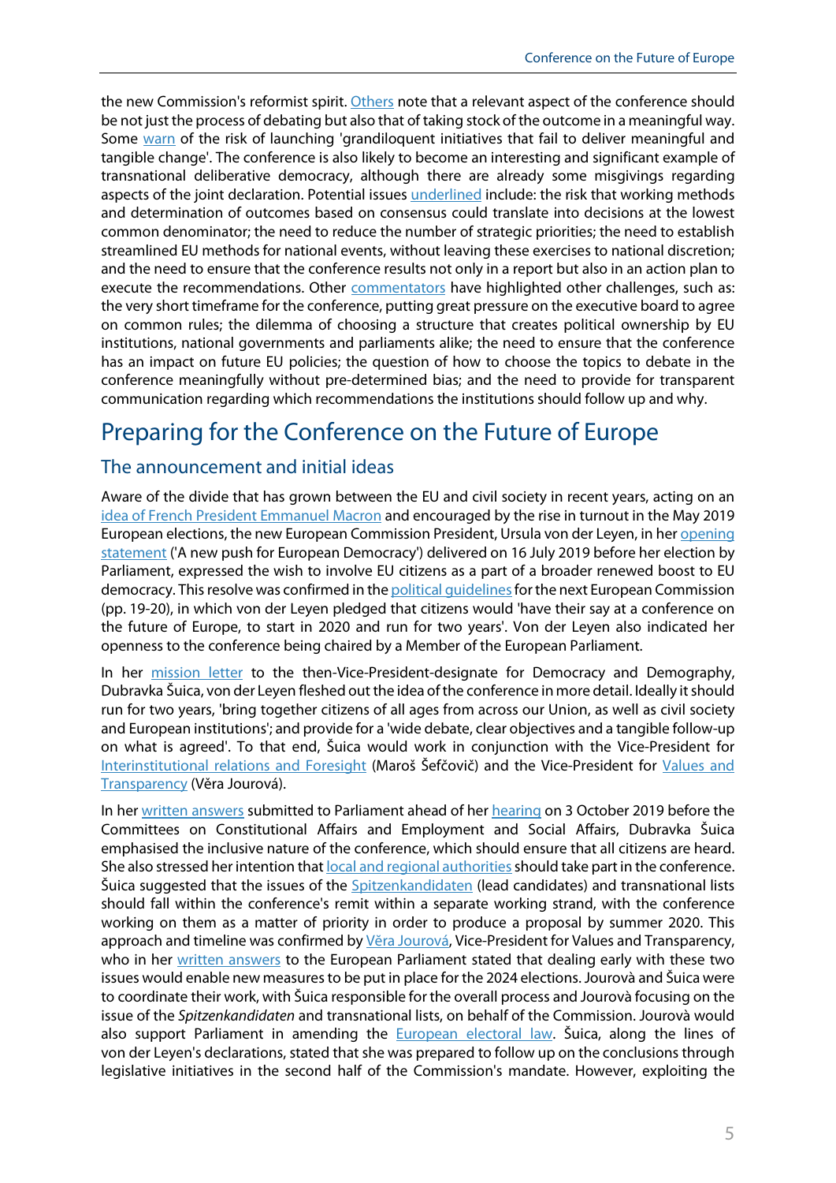the new Commission's reformist spirit. Others note that a relevant aspect of the conference should be not just the process of debating but also that of taking stock of the outcome in a meaningful way. Some warn of the risk of launching 'grandiloquent initiatives that fail to deliver meaningful and tangible change'. The conference is also likely to become an interesting and significant example of transnational deliberative democracy, although there are already some misgivings regarding aspects of the joint declaration. Potential issues underlined include: the risk that working methods and determination of outcomes based on consensus could translate into decisions at the lowest common denominator; the need to reduce the number of strategic priorities; the need to establish streamlined EU methods for national events, without leaving these exercises to national discretion; and the need to ensure that the conference results not only in a report but also in an action plan to execute the recommendations. Other commentators have highlighted other challenges, such as: the very short timeframe for the conference, putting great pressure on the executive board to agree on common rules; the dilemma of choosing a structure that creates political ownership by EU institutions, national governments and parliaments alike; the need to ensure that the conference has an impact on future EU policies; the question of how to choose the topics to debate in the conference meaningfully without pre-determined bias; and the need to provide for transparent communication regarding which recommendations the institutions should follow up and why.

# Preparing for the Conference on the Future of Europe

## The announcement and initial ideas

Aware of the divide that has grown between the EU and civil society in recent years, acting on an idea of French President Emmanuel Macron and encouraged by the rise in turnout in the May 2019 European elections, the new European Commission President, Ursula von der Leyen, in her opening statement ('A new push for European Democracy') delivered on 16 July 2019 before her election by Parliament, expressed the wish to involve EU citizens as a part of a broader renewed boost to EU democracy. This resolve was confirmed in the political guidelines for the next European Commission (pp. 19-20), in which von der Leyen pledged that citizens would 'have their say at a conference on the future of Europe, to start in 2020 and run for two years'. Von der Leyen also indicated her openness to the conference being chaired by a Member of the European Parliament.

In her mission letter to the then-Vice-President-designate for Democracy and Demography, Dubravka Šuica, von der Leyen fleshed out the idea of the conference in more detail. Ideally it should run for two years, 'bring together citizens of all ages from across our Union, as well as civil society and European institutions'; and provide for a 'wide debate, clear objectives and a tangible follow-up on what is agreed'. To that end, Šuica would work in conjunction with the Vice-President for Interinstitutional relations and Foresight (Maroš Šefčovič) and the Vice-President for Values and Transparency (Věra Jourová).

In her written answers submitted to Parliament ahead of her hearing on 3 October 2019 before the Committees on Constitutional Affairs and Employment and Social Affairs, Dubravka Šuica emphasised the inclusive nature of the conference, which should ensure that all citizens are heard. She also stressed her intention that local and regional authorities should take part in the conference. Šuica suggested that the issues of the Spitzenkandidaten (lead candidates) and transnational lists should fall within the conference's remit within a separate working strand, with the conference working on them as a matter of priority in order to produce a proposal by summer 2020. This approach and timeline was confirmed by Věra Jourová, Vice-President for Values and Transparency, who in her written answers to the European Parliament stated that dealing early with these two issues would enable new measures to be put in place for the 2024 elections. Jourovà and Šuica were to coordinate their work, with Šuica responsible for the overall process and Jourovà focusing on the issue of the *Spitzenkandidaten* and transnational lists, on behalf of the Commission. Jourovà would also support Parliament in amending the European electoral law. Šuica, along the lines of von der Leyen's declarations, stated that she was prepared to follow up on the conclusions through legislative initiatives in the second half of the Commission's mandate. However, exploiting the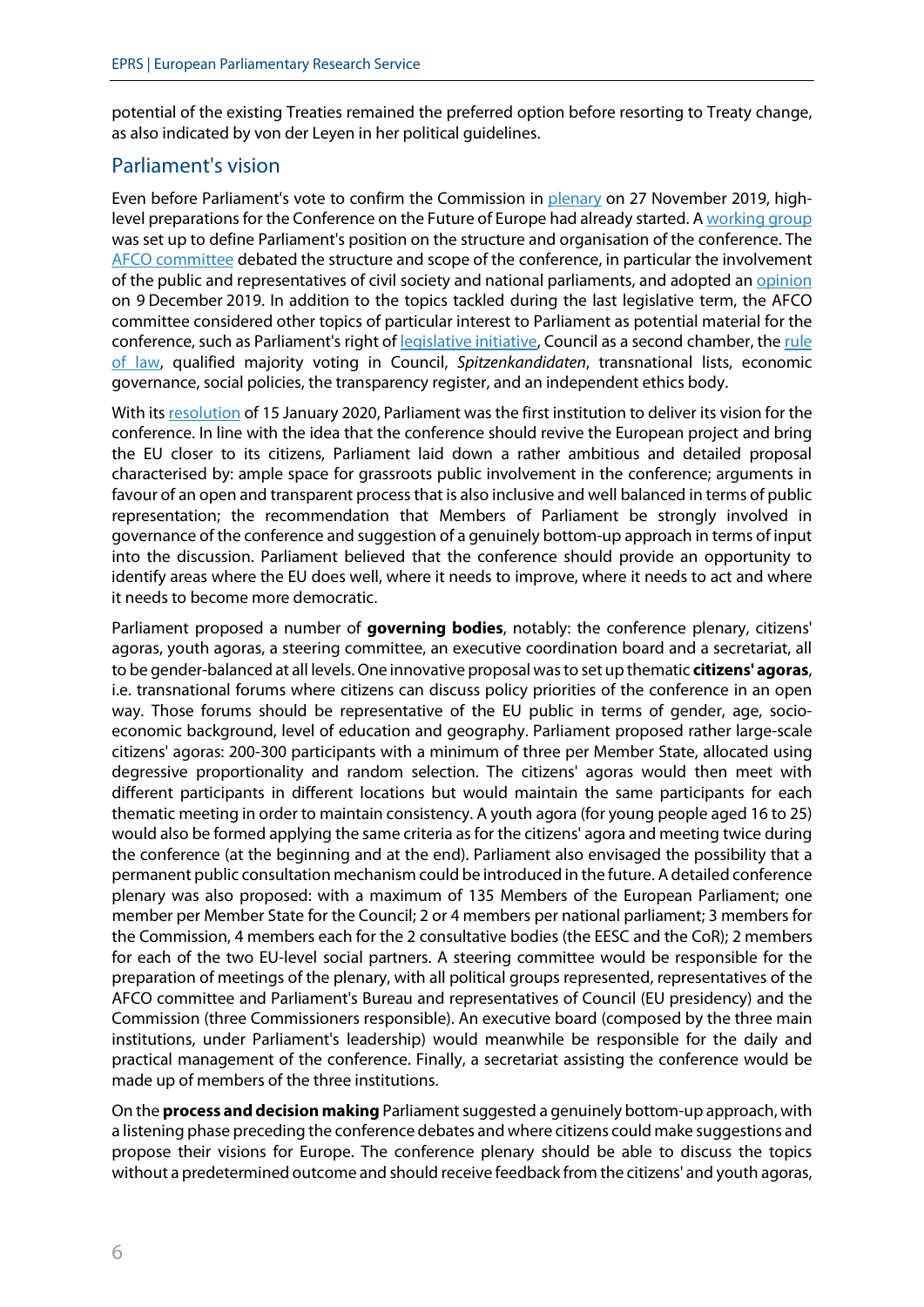potential of the existing Treaties remained the preferred option before resorting to Treaty change, as also indicated by von der Leyen in her political guidelines.

## Parliament's vision

Even before Parliament's vote to confirm the Commission in plenary on 27 November 2019, high-level preparations for the Conference on the Future of Europe had already started. A working group was set up to define Parliament's position on the structure and organisation of the conference. The AFCO committee debated the structure and scope of the conference, in particular the involvement of the public and representatives of civil society and national parliaments, and adopted an opinion on 9 December 2019. In addition to the topics tackled during the last legislative term, the AFCO committee considered other topics of particular interest to Parliament as potential material for the conference, such as Parliament's right of legislative initiative, Council as a second chamber, the rule of law, qualified majority voting in Council, *Spitzenkandidaten*, transnational lists, economic governance, social policies, the transparency register, and an independent ethics body.

With its resolution of 15 January 2020, Parliament was the first institution to deliver its vision for the conference. In line with the idea that the conference should revive the European project and bring the EU closer to its citizens, Parliament laid down a rather ambitious and detailed proposal characterised by: ample space for grassroots public involvement in the conference; arguments in favour of an open and transparent process that is also inclusive and well balanced in terms of public representation; the recommendation that Members of Parliament be strongly involved in governance of the conference and suggestion of a genuinely bottom-up approach in terms of input into the discussion. Parliament believed that the conference should provide an opportunity to identify areas where the EU does well, where it needs to improve, where it needs to act and where it needs to become more democratic.

Parliament proposed a number of **governing bodies**, notably: the conference plenary, citizens' agoras, youth agoras, a steering committee, an executive coordination board and a secretariat, all to be gender-balanced at all levels. One innovative proposal was to set up thematic **citizens' agoras**, i.e. transnational forums where citizens can discuss policy priorities of the conference in an open way. Those forums should be representative of the EU public in terms of gender, age, socio-economic background, level of education and geography. Parliament proposed rather large-scale citizens' agoras: 200-300 participants with a minimum of three per Member State, allocated using degressive proportionality and random selection. The citizens' agoras would then meet with different participants in different locations but would maintain the same participants for each thematic meeting in order to maintain consistency. A youth agora (for young people aged 16 to 25) would also be formed applying the same criteria as for the citizens' agora and meeting twice during the conference (at the beginning and at the end). Parliament also envisaged the possibility that a permanent public consultation mechanism could be introduced in the future. A detailed conference plenary was also proposed: with a maximum of 135 Members of the European Parliament; one member per Member State for the Council; 2 or 4 members per national parliament; 3 members for the Commission, 4 members each for the 2 consultative bodies (the EESC and the CoR); 2 members for each of the two EU-level social partners. A steering committee would be responsible for the preparation of meetings of the plenary, with all political groups represented, representatives of the AFCO committee and Parliament's Bureau and representatives of Council (EU presidency) and the Commission (three Commissioners responsible). An executive board (composed by the three main institutions, under Parliament's leadership) would meanwhile be responsible for the daily and practical management of the conference. Finally, a secretariat assisting the conference would be made up of members of the three institutions.

On the **process and decision making** Parliament suggested a genuinely bottom-up approach, with a listening phase preceding the conference debates and where citizens could make suggestions and propose their visions for Europe. The conference plenary should be able to discuss the topics without a predetermined outcome and should receive feedback from the citizens' and youth agoras,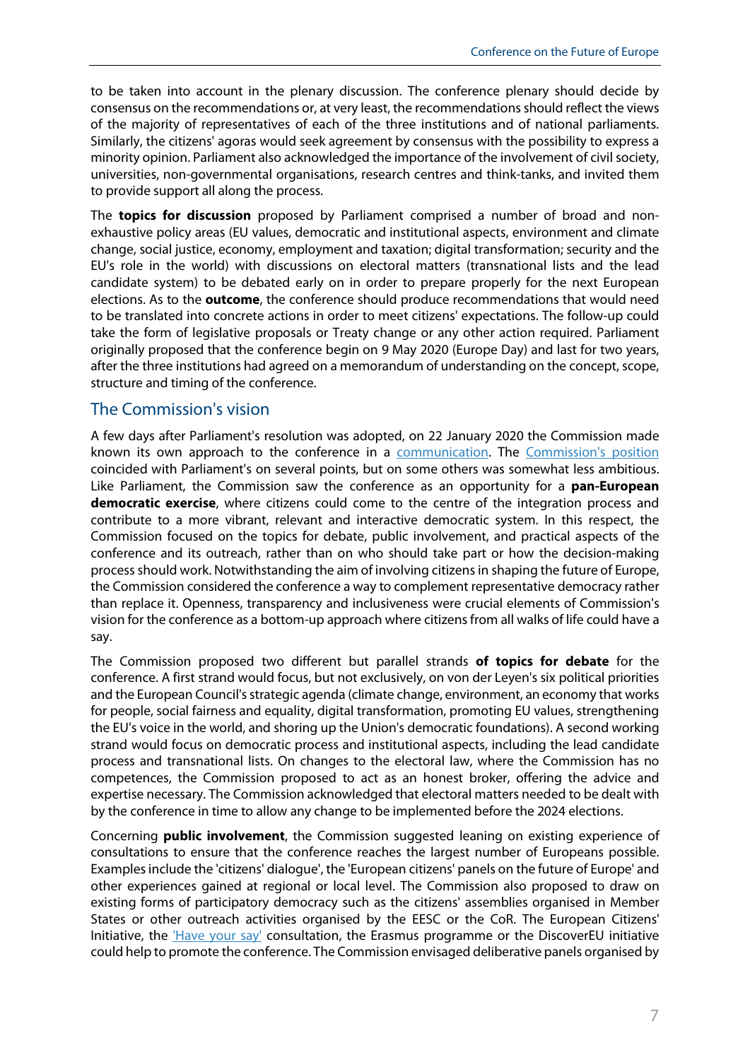to be taken into account in the plenary discussion. The conference plenary should decide by consensus on the recommendations or, at very least, the recommendations should reflect the views of the majority of representatives of each of the three institutions and of national parliaments. Similarly, the citizens' agoras would seek agreement by consensus with the possibility to express a minority opinion. Parliament also acknowledged the importance of the involvement of civil society, universities, non-governmental organisations, research centres and think-tanks, and invited them to provide support all along the process.

The **topics for discussion** proposed by Parliament comprised a number of broad and non-exhaustive policy areas (EU values, democratic and institutional aspects, environment and climate change, social justice, economy, employment and taxation; digital transformation; security and the EU's role in the world) with discussions on electoral matters (transnational lists and the lead candidate system) to be debated early on in order to prepare properly for the next European elections. As to the **outcome**, the conference should produce recommendations that would need to be translated into concrete actions in order to meet citizens' expectations. The follow-up could take the form of legislative proposals or Treaty change or any other action required. Parliament originally proposed that the conference begin on 9 May 2020 (Europe Day) and last for two years, after the three institutions had agreed on a memorandum of understanding on the concept, scope, structure and timing of the conference.

## The Commission's vision

A few days after Parliament's resolution was adopted, on 22 January 2020 the Commission made known its own approach to the conference in a communication. The Commission's position coincided with Parliament's on several points, but on some others was somewhat less ambitious. Like Parliament, the Commission saw the conference as an opportunity for a **pan-European democratic exercise**, where citizens could come to the centre of the integration process and contribute to a more vibrant, relevant and interactive democratic system. In this respect, the Commission focused on the topics for debate, public involvement, and practical aspects of the conference and its outreach, rather than on who should take part or how the decision-making process should work. Notwithstanding the aim of involving citizens in shaping the future of Europe, the Commission considered the conference a way to complement representative democracy rather than replace it. Openness, transparency and inclusiveness were crucial elements of Commission's vision for the conference as a bottom-up approach where citizens from all walks of life could have a say.

The Commission proposed two different but parallel strands **of topics for debate** for the conference. A first strand would focus, but not exclusively, on von der Leyen's six political priorities and the European Council's strategic agenda (climate change, environment, an economy that works for people, social fairness and equality, digital transformation, promoting EU values, strengthening the EU's voice in the world, and shoring up the Union's democratic foundations). A second working strand would focus on democratic process and institutional aspects, including the lead candidate process and transnational lists. On changes to the electoral law, where the Commission has no competences, the Commission proposed to act as an honest broker, offering the advice and expertise necessary. The Commission acknowledged that electoral matters needed to be dealt with by the conference in time to allow any change to be implemented before the 2024 elections.

Concerning **public involvement**, the Commission suggested leaning on existing experience of consultations to ensure that the conference reaches the largest number of Europeans possible. Examples include the 'citizens' dialogue', the 'European citizens' panels on the future of Europe' and other experiences gained at regional or local level. The Commission also proposed to draw on existing forms of participatory democracy such as the citizens' assemblies organised in Member States or other outreach activities organised by the EESC or the CoR. The European Citizens' Initiative, the 'Have your say' consultation, the Erasmus programme or the DiscoverEU initiative could help to promote the conference. The Commission envisaged deliberative panels organised by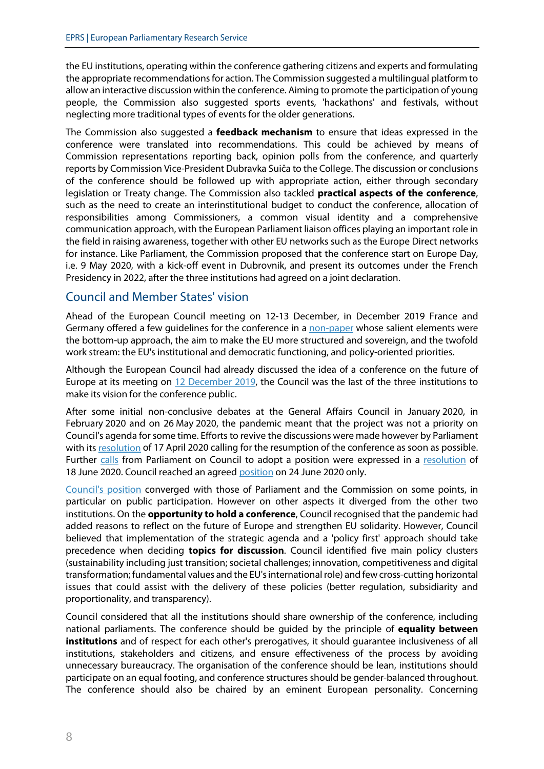the EU institutions, operating within the conference gathering citizens and experts and formulating the appropriate recommendations for action. The Commission suggested a multilingual platform to allow an interactive discussion within the conference. Aiming to promote the participation of young people, the Commission also suggested sports events, 'hackathons' and festivals, without neglecting more traditional types of events for the older generations.

The Commission also suggested a **feedback mechanism** to ensure that ideas expressed in the conference were translated into recommendations. This could be achieved by means of Commission representations reporting back, opinion polls from the conference, and quarterly reports by Commission Vice-President Dubravka Šuica to the College. The discussion or conclusions of the conference should be followed up with appropriate action, either through secondary legislation or Treaty change. The Commission also tackled **practical aspects of the conference**, such as the need to create an interinstitutional budget to conduct the conference, allocation of responsibilities among Commissioners, a common visual identity and a comprehensive communication approach, with the European Parliament liaison offices playing an important role in the field in raising awareness, together with other EU networks such as the Europe Direct networks for instance. Like Parliament, the Commission proposed that the conference start on Europe Day, i.e. 9 May 2020, with a kick-off event in Dubrovnik, and present its outcomes under the French Presidency in 2022, after the three institutions had agreed on a joint declaration.

## Council and Member States' vision

Ahead of the European Council meeting on 12-13 December, in December 2019 France and Germany offered a few guidelines for the conference in a non-paper whose salient elements were the bottom-up approach, the aim to make the EU more structured and sovereign, and the twofold work stream: the EU's institutional and democratic functioning, and policy-oriented priorities.

Although the European Council had already discussed the idea of a conference on the future of Europe at its meeting on 12 December 2019, the Council was the last of the three institutions to make its vision for the conference public.

After some initial non-conclusive debates at the General Affairs Council in January 2020, in February 2020 and on 26 May 2020, the pandemic meant that the project was not a priority on Council's agenda for some time. Efforts to revive the discussions were made however by Parliament with its resolution of 17 April 2020 calling for the resumption of the conference as soon as possible. Further calls from Parliament on Council to adopt a position were expressed in a resolution of 18 June 2020. Council reached an agreed position on 24 June 2020 only.

Council's position converged with those of Parliament and the Commission on some points, in particular on public participation. However on other aspects it diverged from the other two institutions. On the **opportunity to hold a conference**, Council recognised that the pandemic had added reasons to reflect on the future of Europe and strengthen EU solidarity. However, Council believed that implementation of the strategic agenda and a 'policy first' approach should take precedence when deciding **topics for discussion**. Council identified five main policy clusters (sustainability including just transition; societal challenges; innovation, competitiveness and digital transformation; fundamental values and the EU's international role) and few cross-cutting horizontal issues that could assist with the delivery of these policies (better regulation, subsidiarity and proportionality, and transparency).

Council considered that all the institutions should share ownership of the conference, including national parliaments. The conference should be guided by the principle of **equality between institutions** and of respect for each other's prerogatives, it should guarantee inclusiveness of all institutions, stakeholders and citizens, and ensure effectiveness of the process by avoiding unnecessary bureaucracy. The organisation of the conference should be lean, institutions should participate on an equal footing, and conference structures should be gender-balanced throughout. The conference should also be chaired by an eminent European personality. Concerning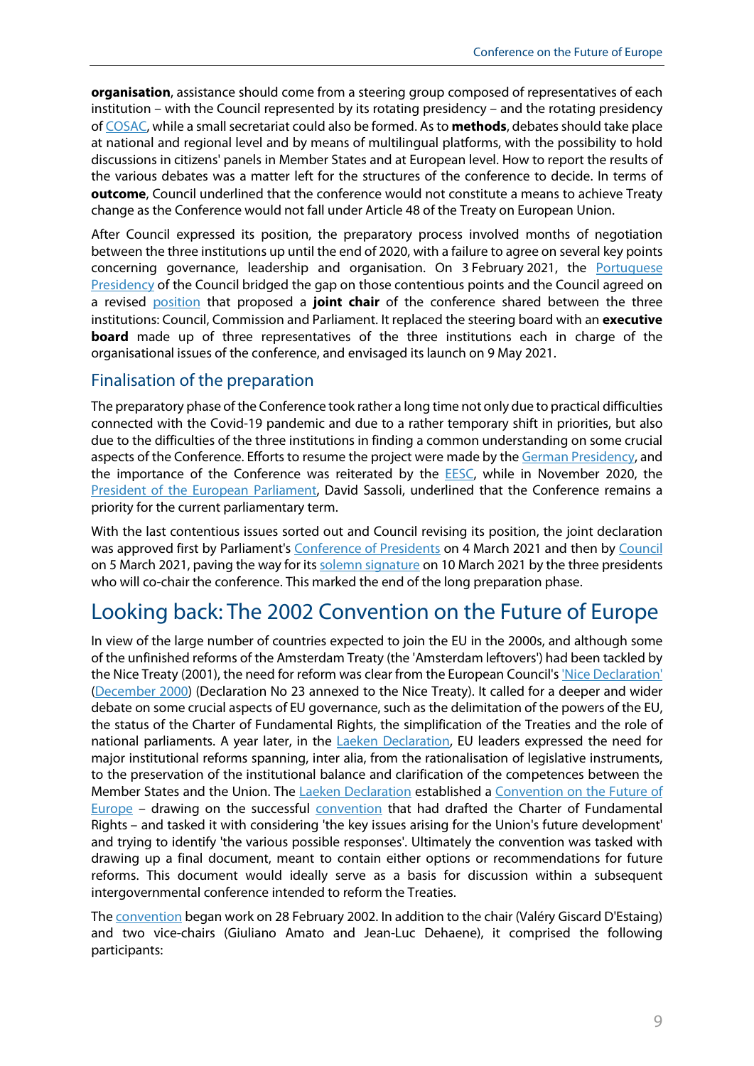**organisation**, assistance should come from a steering group composed of representatives of each institution – with the Council represented by its rotating presidency – and the rotating presidency of COSAC, while a small secretariat could also be formed. As to **methods**, debates should take place at national and regional level and by means of multilingual platforms, with the possibility to hold discussions in citizens' panels in Member States and at European level. How to report the results of the various debates was a matter left for the structures of the conference to decide. In terms of **outcome**, Council underlined that the conference would not constitute a means to achieve Treaty change as the Conference would not fall under Article 48 of the Treaty on European Union.

After Council expressed its position, the preparatory process involved months of negotiation between the three institutions up until the end of 2020, with a failure to agree on several key points concerning governance, leadership and organisation. On 3 February 2021, the Portuguese Presidency of the Council bridged the gap on those contentious points and the Council agreed on a revised position that proposed a **joint chair** of the conference shared between the three institutions: Council, Commission and Parliament. It replaced the steering board with an **executive board** made up of three representatives of the three institutions each in charge of the organisational issues of the conference, and envisaged its launch on 9 May 2021.

### Finalisation of the preparation

The preparatory phase of the Conference took rather a long time not only due to practical difficulties connected with the Covid-19 pandemic and due to a rather temporary shift in priorities, but also due to the difficulties of the three institutions in finding a common understanding on some crucial aspects of the Conference. Efforts to resume the project were made by the German Presidency, and the importance of the Conference was reiterated by the EESC, while in November 2020, the President of the European Parliament, David Sassoli, underlined that the Conference remains a priority for the current parliamentary term.

With the last contentious issues sorted out and Council revising its position, the joint declaration was approved first by Parliament's Conference of Presidents on 4 March 2021 and then by Council on 5 March 2021, paving the way for its solemn signature on 10 March 2021 by the three presidents who will co-chair the conference. This marked the end of the long preparation phase.

## Looking back: The 2002 Convention on the Future of Europe

In view of the large number of countries expected to join the EU in the 2000s, and although some of the unfinished reforms of the Amsterdam Treaty (the 'Amsterdam leftovers') had been tackled by the Nice Treaty (2001), the need for reform was clear from the European Council's 'Nice Declaration' (December 2000) (Declaration No 23 annexed to the Nice Treaty). It called for a deeper and wider debate on some crucial aspects of EU governance, such as the delimitation of the powers of the EU, the status of the Charter of Fundamental Rights, the simplification of the Treaties and the role of national parliaments. A year later, in the Laeken Declaration, EU leaders expressed the need for major institutional reforms spanning, inter alia, from the rationalisation of legislative instruments, to the preservation of the institutional balance and clarification of the competences between the Member States and the Union. The Laeken Declaration established a Convention on the Future of Europe – drawing on the successful convention that had drafted the Charter of Fundamental Rights – and tasked it with considering 'the key issues arising for the Union's future development' and trying to identify 'the various possible responses'. Ultimately the convention was tasked with drawing up a final document, meant to contain either options or recommendations for future reforms. This document would ideally serve as a basis for discussion within a subsequent intergovernmental conference intended to reform the Treaties.

The convention began work on 28 February 2002. In addition to the chair (Valéry Giscard D'Estaing) and two vice-chairs (Giuliano Amato and Jean-Luc Dehaene), it comprised the following participants: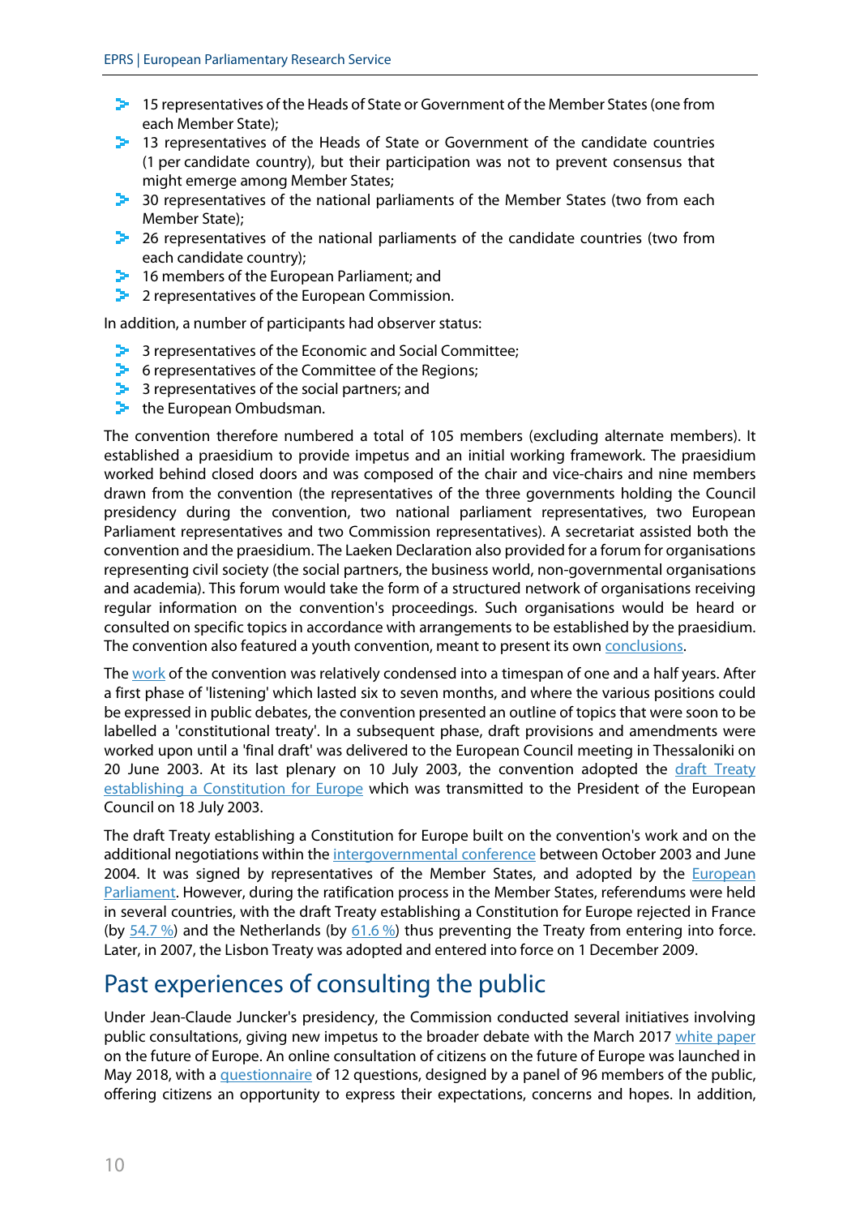- 15 representatives of the Heads of State or Government of the Member States (one from each Member State);
- 13 representatives of the Heads of State or Government of the candidate countries (1 per candidate country), but their participation was not to prevent consensus that might emerge among Member States;
- 30 representatives of the national parliaments of the Member States (two from each Member State);
- 26 representatives of the national parliaments of the candidate countries (two from each candidate country);
- 16 members of the European Parliament; and
- 2 representatives of the European Commission.

In addition, a number of participants had observer status:

- 3 representatives of the Economic and Social Committee;
- 6 representatives of the Committee of the Regions;
- 3 representatives of the social partners; and
- the European Ombudsman.

The convention therefore numbered a total of 105 members (excluding alternate members). It established a praesidium to provide impetus and an initial working framework. The praesidium worked behind closed doors and was composed of the chair and vice-chairs and nine members drawn from the convention (the representatives of the three governments holding the Council presidency during the convention, two national parliament representatives, two European Parliament representatives and two Commission representatives). A secretariat assisted both the convention and the praesidium. The Laeken Declaration also provided for a forum for organisations representing civil society (the social partners, the business world, non-governmental organisations and academia). This forum would take the form of a structured network of organisations receiving regular information on the convention's proceedings. Such organisations would be heard or consulted on specific topics in accordance with arrangements to be established by the praesidium. The convention also featured a youth convention, meant to present its own conclusions.

The work of the convention was relatively condensed into a timespan of one and a half years. After a first phase of 'listening' which lasted six to seven months, and where the various positions could be expressed in public debates, the convention presented an outline of topics that were soon to be labelled a 'constitutional treaty'. In a subsequent phase, draft provisions and amendments were worked upon until a 'final draft' was delivered to the European Council meeting in Thessaloniki on 20 June 2003. At its last plenary on 10 July 2003, the convention adopted the draft Treaty establishing a Constitution for Europe which was transmitted to the President of the European Council on 18 July 2003.

The draft Treaty establishing a Constitution for Europe built on the convention's work and on the additional negotiations within the intergovernmental conference between October 2003 and June 2004. It was signed by representatives of the Member States, and adopted by the European Parliament. However, during the ratification process in the Member States, referendums were held in several countries, with the draft Treaty establishing a Constitution for Europe rejected in France (by 54.7 %) and the Netherlands (by 61.6 %) thus preventing the Treaty from entering into force. Later, in 2007, the Lisbon Treaty was adopted and entered into force on 1 December 2009.

## Past experiences of consulting the public

Under Jean-Claude Juncker's presidency, the Commission conducted several initiatives involving public consultations, giving new impetus to the broader debate with the March 2017 white paper on the future of Europe. An online consultation of citizens on the future of Europe was launched in May 2018, with a questionnaire of 12 questions, designed by a panel of 96 members of the public, offering citizens an opportunity to express their expectations, concerns and hopes. In addition,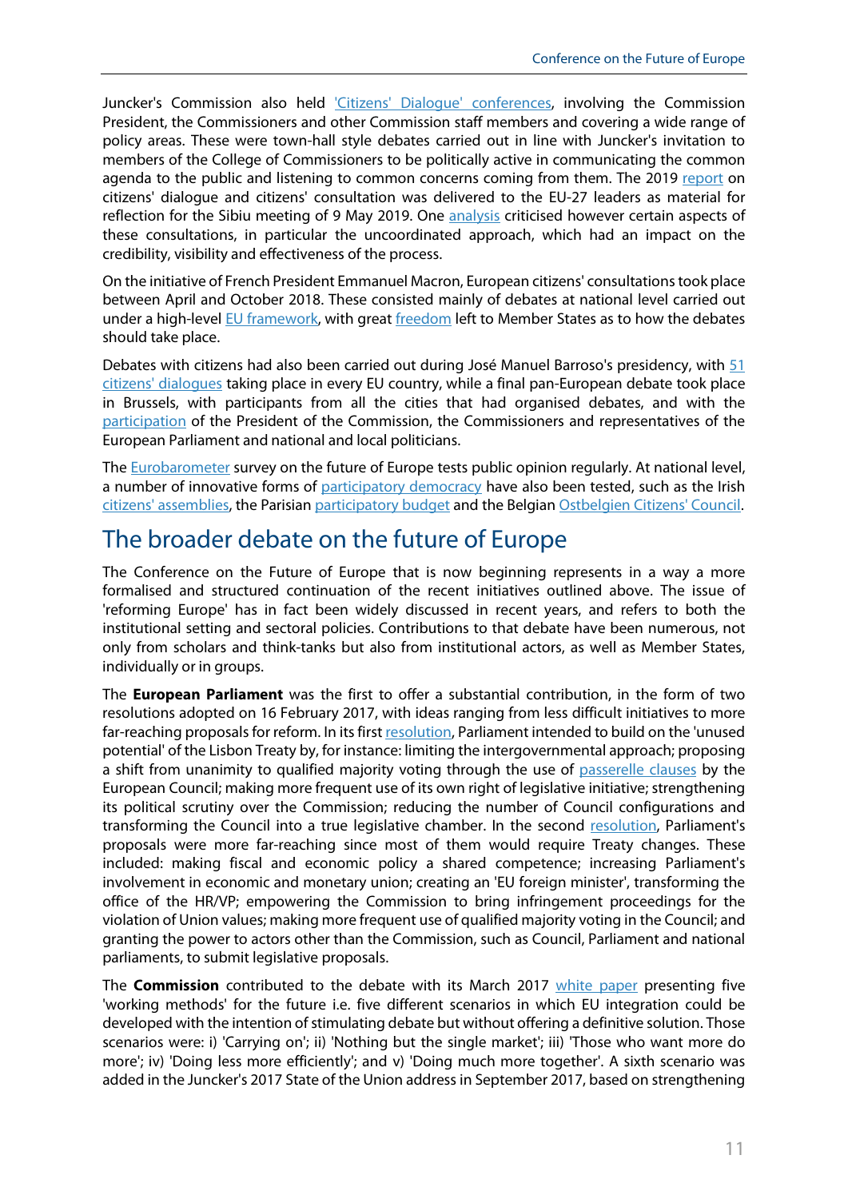Juncker's Commission also held 'Citizens' Dialogue' conferences, involving the Commission President, the Commissioners and other Commission staff members and covering a wide range of policy areas. These were town-hall style debates carried out in line with Juncker's invitation to members of the College of Commissioners to be politically active in communicating the common agenda to the public and listening to common concerns coming from them. The 2019 report on citizens' dialogue and citizens' consultation was delivered to the EU-27 leaders as material for reflection for the Sibiu meeting of 9 May 2019. One analysis criticised however certain aspects of these consultations, in particular the uncoordinated approach, which had an impact on the credibility, visibility and effectiveness of the process.

On the initiative of French President Emmanuel Macron, European citizens' consultations took place between April and October 2018. These consisted mainly of debates at national level carried out under a high-level EU framework, with great freedom left to Member States as to how the debates should take place.

Debates with citizens had also been carried out during José Manuel Barroso's presidency, with 51 citizens' dialogues taking place in every EU country, while a final pan-European debate took place in Brussels, with participants from all the cities that had organised debates, and with the participation of the President of the Commission, the Commissioners and representatives of the European Parliament and national and local politicians.

The Eurobarometer survey on the future of Europe tests public opinion regularly. At national level, a number of innovative forms of participatory democracy have also been tested, such as the Irish citizens' assemblies, the Parisian participatory budget and the Belgian Ostbelgien Citizens' Council.

## The broader debate on the future of Europe

The Conference on the Future of Europe that is now beginning represents in a way a more formalised and structured continuation of the recent initiatives outlined above. The issue of 'reforming Europe' has in fact been widely discussed in recent years, and refers to both the institutional setting and sectoral policies. Contributions to that debate have been numerous, not only from scholars and think-tanks but also from institutional actors, as well as Member States, individually or in groups.

The **European Parliament** was the first to offer a substantial contribution, in the form of two resolutions adopted on 16 February 2017, with ideas ranging from less difficult initiatives to more far-reaching proposals for reform. In its first resolution, Parliament intended to build on the 'unused potential' of the Lisbon Treaty by, for instance: limiting the intergovernmental approach; proposing a shift from unanimity to qualified majority voting through the use of passerelle clauses by the European Council; making more frequent use of its own right of legislative initiative; strengthening its political scrutiny over the Commission; reducing the number of Council configurations and transforming the Council into a true legislative chamber. In the second resolution, Parliament's proposals were more far-reaching since most of them would require Treaty changes. These included: making fiscal and economic policy a shared competence; increasing Parliament's involvement in economic and monetary union; creating an 'EU foreign minister', transforming the office of the HR/VP; empowering the Commission to bring infringement proceedings for the violation of Union values; making more frequent use of qualified majority voting in the Council; and granting the power to actors other than the Commission, such as Council, Parliament and national parliaments, to submit legislative proposals.

The **Commission** contributed to the debate with its March 2017 white paper presenting five 'working methods' for the future i.e. five different scenarios in which EU integration could be developed with the intention of stimulating debate but without offering a definitive solution. Those scenarios were: i) 'Carrying on'; ii) 'Nothing but the single market'; iii) 'Those who want more do more'; iv) 'Doing less more efficiently'; and v) 'Doing much more together'. A sixth scenario was added in the Juncker's 2017 State of the Union address in September 2017, based on strengthening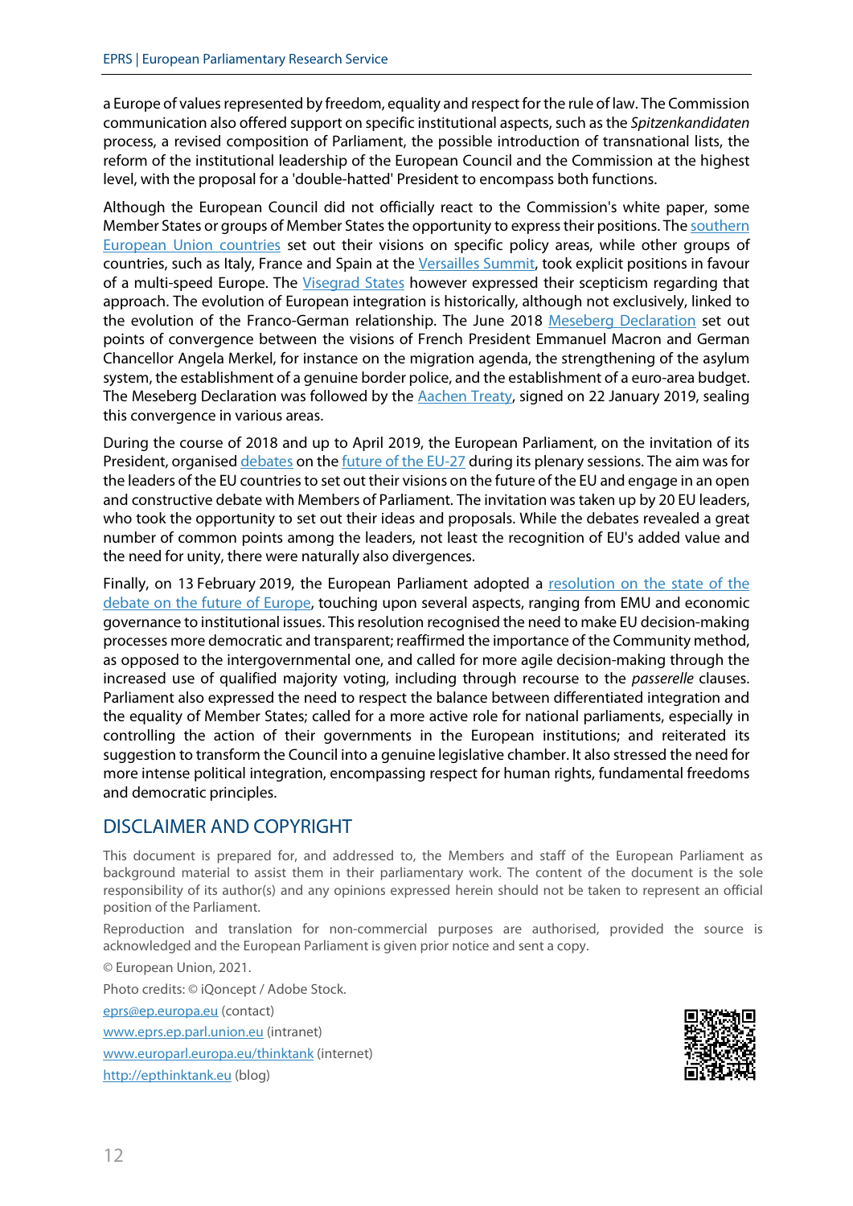a Europe of values represented by freedom, equality and respect for the rule of law. The Commission communication also offered support on specific institutional aspects, such as the *Spitzenkandidaten* process, a revised composition of Parliament, the possible introduction of transnational lists, the reform of the institutional leadership of the European Council and the Commission at the highest level, with the proposal for a 'double-hatted' President to encompass both functions.

Although the European Council did not officially react to the Commission's white paper, some Member States or groups of Member States the opportunity to express their positions. The southern European Union countries set out their visions on specific policy areas, while other groups of countries, such as Italy, France and Spain at the Versailles Summit, took explicit positions in favour of a multi-speed Europe. The Visegrad States however expressed their scepticism regarding that approach. The evolution of European integration is historically, although not exclusively, linked to the evolution of the Franco-German relationship. The June 2018 Meseberg Declaration set out points of convergence between the visions of French President Emmanuel Macron and German Chancellor Angela Merkel, for instance on the migration agenda, the strengthening of the asylum system, the establishment of a genuine border police, and the establishment of a euro-area budget. The Meseberg Declaration was followed by the Aachen Treaty, signed on 22 January 2019, sealing this convergence in various areas.

During the course of 2018 and up to April 2019, the European Parliament, on the invitation of its President, organised debates on the future of the EU-27 during its plenary sessions. The aim was for the leaders of the EU countries to set out their visions on the future of the EU and engage in an open and constructive debate with Members of Parliament. The invitation was taken up by 20 EU leaders, who took the opportunity to set out their ideas and proposals. While the debates revealed a great number of common points among the leaders, not least the recognition of EU's added value and the need for unity, there were naturally also divergences.

Finally, on 13 February 2019, the European Parliament adopted a resolution on the state of the debate on the future of Europe, touching upon several aspects, ranging from EMU and economic governance to institutional issues. This resolution recognised the need to make EU decision-making processes more democratic and transparent; reaffirmed the importance of the Community method, as opposed to the intergovernmental one, and called for more agile decision-making through the increased use of qualified majority voting, including through recourse to the *passerelle* clauses. Parliament also expressed the need to respect the balance between differentiated integration and the equality of Member States; called for a more active role for national parliaments, especially in controlling the action of their governments in the European institutions; and reiterated its suggestion to transform the Council into a genuine legislative chamber. It also stressed the need for more intense political integration, encompassing respect for human rights, fundamental freedoms and democratic principles.

## DISCLAIMER AND COPYRIGHT

This document is prepared for, and addressed to, the Members and staff of the European Parliament as background material to assist them in their parliamentary work. The content of the document is the sole responsibility of its author(s) and any opinions expressed herein should not be taken to represent an official position of the Parliament.

Reproduction and translation for non-commercial purposes are authorised, provided the source is acknowledged and the European Parliament is given prior notice and sent a copy.

© European Union, 2021.

Photo credits: © iQoncept / Adobe Stock.

eprs@ep.europa.eu (contact)

www.eprs.ep.parl.union.eu (intranet)

www.europarl.europa.eu/thinktank (internet)

http://epthinktank.eu (blog)